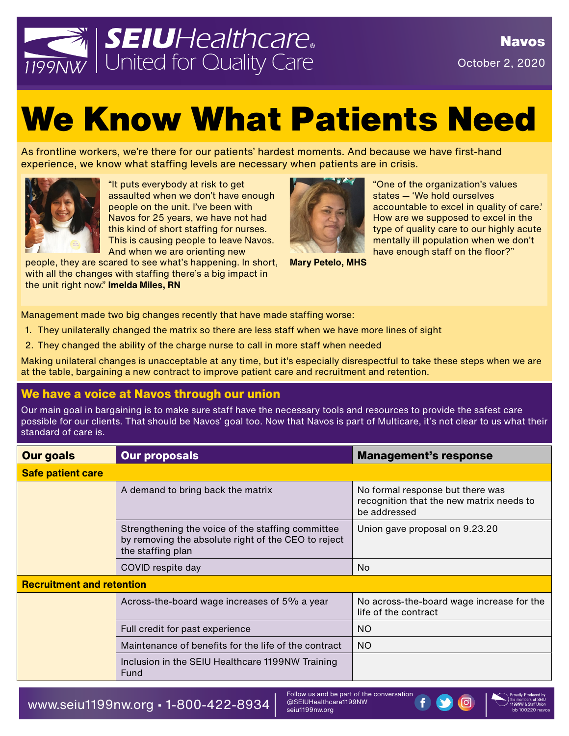SEIU Healthcare 1199NW United for Quality Care

**Navos**

October 2, 2020

# We Know What Patients Need

As frontline workers, we're there for our patients' hardest moments. And because we have first-hand experience, we know what staffing levels are necessary when patients are in crisis.

"It puts everybody at risk to get assaulted when we don't have enough people on the unit. I've been with Navos for 25 years, we have not had this kind of short staffing for nurses. This is causing people to leave Navos. And when we are orienting new people, they are scared to see what's happening. In short, with all the changes with staffing there's a big impact in the unit right now." **Imelda Miles, RN**

"One of the organization's values states — 'We hold ourselves accountable to excel in quality of care.' How are we supposed to excel in the type of quality care to our highly acute mentally ill population when we don't have enough staff on the floor?"

**Mary Petelo, MHS**

Management made two big changes recently that have made staffing worse:

1. They unilaterally changed the matrix so there are less staff when we have more lines of sight
2. They changed the ability of the charge nurse to call in more staff when needed

Making unilateral changes is unacceptable at any time, but it's especially disrespectful to take these steps when we are at the table, bargaining a new contract to improve patient care and recruitment and retention.

## We have a voice at Navos through our union

Our main goal in bargaining is to make sure staff have the necessary tools and resources to provide the safest care possible for our clients. That should be Navos' goal too. Now that Navos is part of Multicare, it's not clear to us what their standard of care is.

| Our goals | Our proposals | Management's response |
|---|---|---|
| **Safe patient care** | | |
| | A demand to bring back the matrix | No formal response but there was recognition that the new matrix needs to be addressed |
| | Strengthening the voice of the staffing committee by removing the absolute right of the CEO to reject the staffing plan | Union gave proposal on 9.23.20 |
| | COVID respite day | No |
| **Recruitment and retention** | | |
| | Across-the-board wage increases of 5% a year | No across-the-board wage increase for the life of the contract |
| | Full credit for past experience | NO |
| | Maintenance of benefits for the life of the contract | NO |
| | Inclusion in the SEIU Healthcare 1199NW Training Fund | |

www.seiu1199nw.org • 1-800-422-8934

Follow us and be part of the conversation @SEIUHealthcare1199NW seiu1199nw.org

Proudly Produced by the members of SEIU 1199NW & Staff Union bb 100220 navos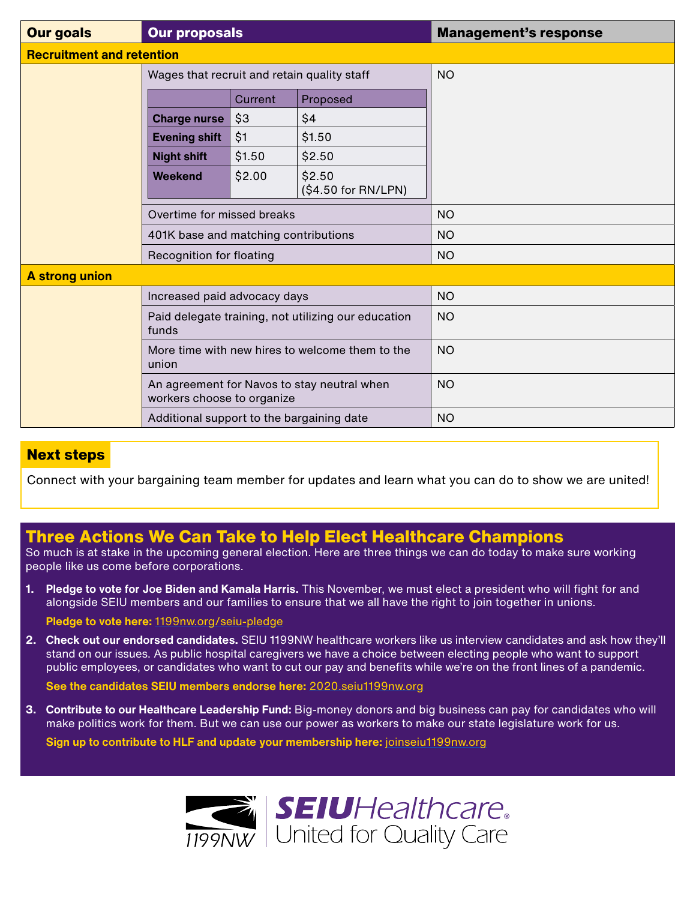| Our goals | Our proposals | Management's response |
| --- | --- | --- |
| **Recruitment and retention** | | |
| | Wages that recruit and retain quality staff | NO |
| | Overtime for missed breaks | NO |
| | 401K base and matching contributions | NO |
| | Recognition for floating | NO |
| **A strong union** | | |
| | Increased paid advocacy days | NO |
| | Paid delegate training, not utilizing our education funds | NO |
| | More time with new hires to welcome them to the union | NO |
| | An agreement for Navos to stay neutral when workers choose to organize | NO |
| | Additional support to the bargaining date | NO |

| | Current | Proposed |
| --- | --- | --- |
| **Charge nurse** | $3 | $4 |
| **Evening shift** | $1 | $1.50 |
| **Night shift** | $1.50 | $2.50 |
| **Weekend** | $2.00 | $2.50 ($4.50 for RN/LPN) |

## Next steps

Connect with your bargaining team member for updates and learn what you can do to show we are united!

## Three Actions We Can Take to Help Elect Healthcare Champions

So much is at stake in the upcoming general election. Here are three things we can do today to make sure working people like us come before corporations.

1. **Pledge to vote for Joe Biden and Kamala Harris.** This November, we must elect a president who will fight for and alongside SEIU members and our families to ensure that we all have the right to join together in unions.

   **Pledge to vote here:** 1199nw.org/seiu-pledge

2. **Check out our endorsed candidates.** SEIU 1199NW healthcare workers like us interview candidates and ask how they'll stand on our issues. As public hospital caregivers we have a choice between electing people who want to support public employees, or candidates who want to cut our pay and benefits while we're on the front lines of a pandemic.

   **See the candidates SEIU members endorse here:** 2020.seiu1199nw.org

3. **Contribute to our Healthcare Leadership Fund:** Big-money donors and big business can pay for candidates who will make politics work for them. But we can use our power as workers to make our state legislature work for us.

   **Sign up to contribute to HLF and update your membership here:** joinseiu1199nw.org

1199NW | SEIU Healthcare® United for Quality Care